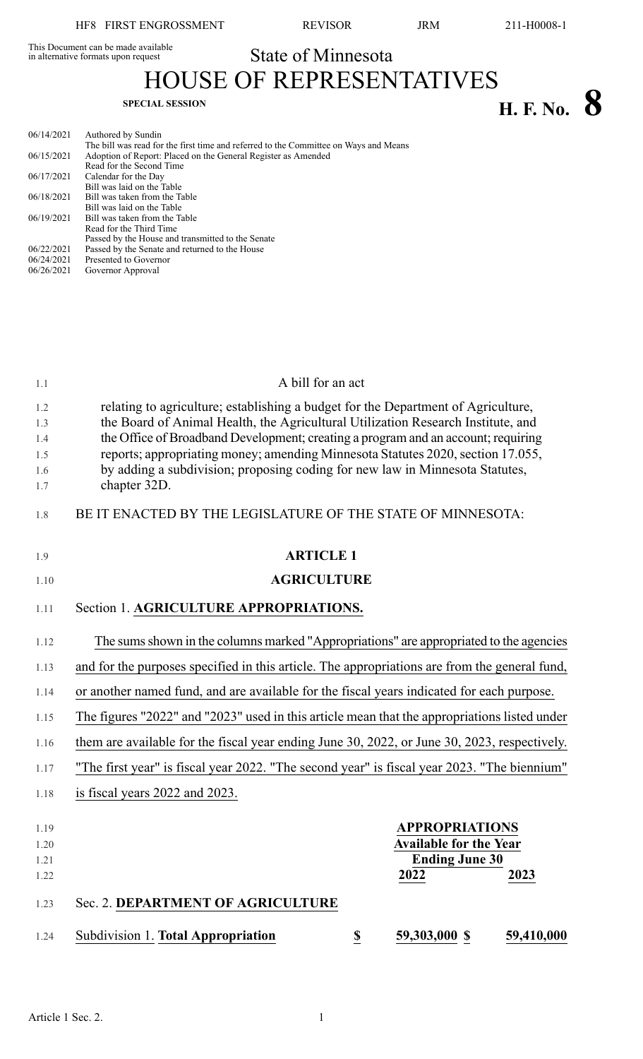This Document can be made available in alternative formats upon request

State of Minnesota

# HOUSE OF REPRESENTATIVES

**SPECIAL SESSION**

**H. F. No. 8**

| | |
|---|---|
| 06/14/2021 | Authored by Sundin |
| | The bill was read for the first time and referred to the Committee on Ways and Means |
| 06/15/2021 | Adoption of Report: Placed on the General Register as Amended |
| | Read for the Second Time |
| 06/17/2021 | Calendar for the Day |
| | Bill was laid on the Table |
| 06/18/2021 | Bill was taken from the Table |
| | Bill was laid on the Table |
| 06/19/2021 | Bill was taken from the Table |
| | Read for the Third Time |
| | Passed by the House and transmitted to the Senate |
| 06/22/2021 | Passed by the Senate and returned to the House |
| 06/24/2021 | Presented to Governor |
| 06/26/2021 | Governor Approval |

A bill for an act

relating to agriculture; establishing a budget for the Department of Agriculture, the Board of Animal Health, the Agricultural Utilization Research Institute, and the Office of Broadband Development; creating a program and an account; requiring reports; appropriating money; amending Minnesota Statutes 2020, section 17.055, by adding a subdivision; proposing coding for new law in Minnesota Statutes, chapter 32D.

BE IT ENACTED BY THE LEGISLATURE OF THE STATE OF MINNESOTA:

## ARTICLE 1

## AGRICULTURE

Section 1. **AGRICULTURE APPROPRIATIONS.**

The sums shown in the columns marked "Appropriations" are appropriated to the agencies and for the purposes specified in this article. The appropriations are from the general fund, or another named fund, and are available for the fiscal years indicated for each purpose. The figures "2022" and "2023" used in this article mean that the appropriations listed under them are available for the fiscal year ending June 30, 2022, or June 30, 2023, respectively. "The first year" is fiscal year 2022. "The second year" is fiscal year 2023. "The biennium" is fiscal years 2022 and 2023.

| | | **APPROPRIATIONS** | |
|---|---|---|---|
| | | **Available for the Year** | |
| | | **Ending June 30** | |
| | | **2022** | **2023** |
| Sec. 2. **DEPARTMENT OF AGRICULTURE** | | | |
| Subdivision 1. **Total Appropriation** | **$** | **59,303,000 $** | **59,410,000** |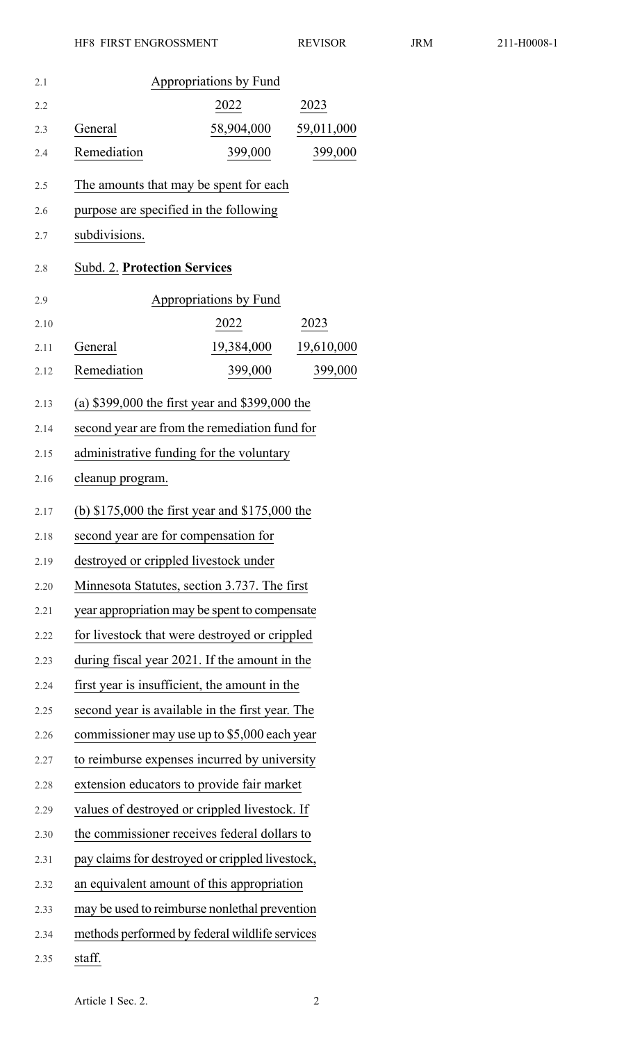| Appropriations by Fund | | |
|---|---|---|
| | 2022 | 2023 |
| General | 58,904,000 | 59,011,000 |
| Remediation | 399,000 | 399,000 |

The amounts that may be spent for each purpose are specified in the following subdivisions.

Subd. 2. **Protection Services**

| Appropriations by Fund | | |
|---|---|---|
| | 2022 | 2023 |
| General | 19,384,000 | 19,610,000 |
| Remediation | 399,000 | 399,000 |

(a) $399,000 the first year and $399,000 the second year are from the remediation fund for administrative funding for the voluntary cleanup program.

(b) $175,000 the first year and $175,000 the second year are for compensation for destroyed or crippled livestock under Minnesota Statutes, section 3.737. The first year appropriation may be spent to compensate for livestock that were destroyed or crippled during fiscal year 2021. If the amount in the first year is insufficient, the amount in the second year is available in the first year. The commissioner may use up to $5,000 each year to reimburse expenses incurred by university extension educators to provide fair market values of destroyed or crippled livestock. If the commissioner receives federal dollars to pay claims for destroyed or crippled livestock, an equivalent amount of this appropriation may be used to reimburse nonlethal prevention methods performed by federal wildlife services staff.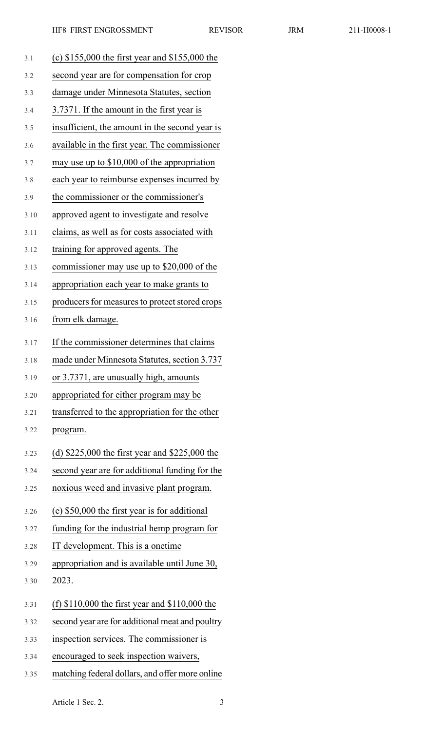(c) $155,000 the first year and $155,000 the second year are for compensation for crop damage under Minnesota Statutes, section 3.7371. If the amount in the first year is insufficient, the amount in the second year is available in the first year. The commissioner may use up to $10,000 of the appropriation each year to reimburse expenses incurred by the commissioner or the commissioner's approved agent to investigate and resolve claims, as well as for costs associated with training for approved agents. The commissioner may use up to $20,000 of the appropriation each year to make grants to producers for measures to protect stored crops from elk damage.

If the commissioner determines that claims made under Minnesota Statutes, section 3.737 or 3.7371, are unusually high, amounts appropriated for either program may be transferred to the appropriation for the other program.

(d) $225,000 the first year and $225,000 the second year are for additional funding for the noxious weed and invasive plant program.

(e) $50,000 the first year is for additional funding for the industrial hemp program for IT development. This is a onetime appropriation and is available until June 30, 2023.

(f) $110,000 the first year and $110,000 the second year are for additional meat and poultry inspection services. The commissioner is encouraged to seek inspection waivers, matching federal dollars, and offer more online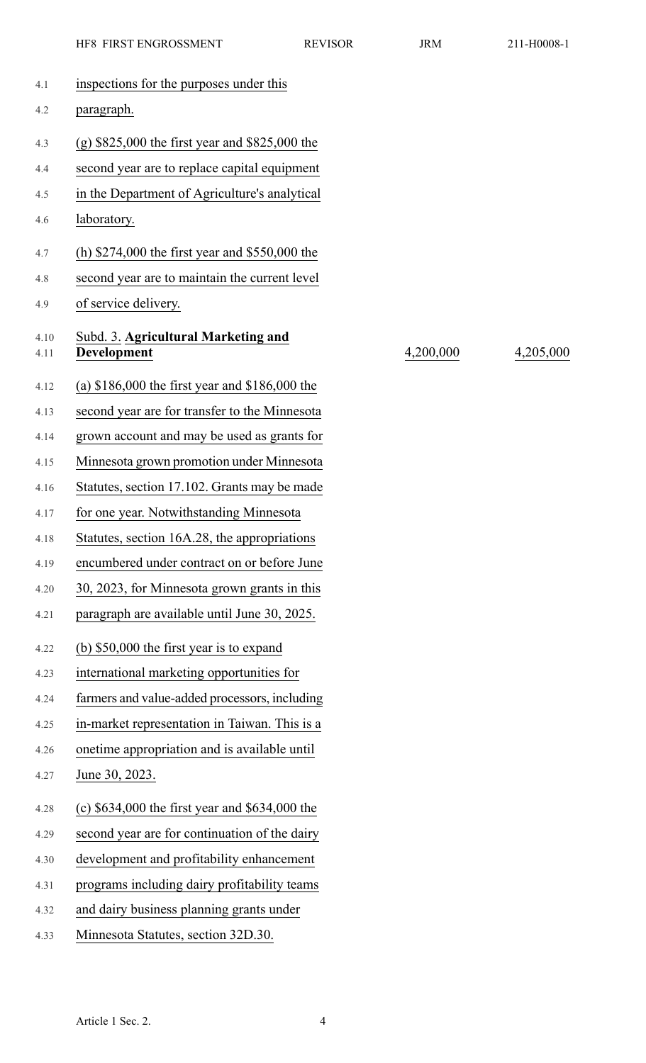inspections for the purposes under this paragraph.

(g) $825,000 the first year and $825,000 the second year are to replace capital equipment in the Department of Agriculture's analytical laboratory.

(h) $274,000 the first year and $550,000 the second year are to maintain the current level of service delivery.

| Subd. 3. **Agricultural Marketing and Development** | 4,200,000 | 4,205,000 |
|---|---|---|

(a) $186,000 the first year and $186,000 the second year are for transfer to the Minnesota grown account and may be used as grants for Minnesota grown promotion under Minnesota Statutes, section 17.102. Grants may be made for one year. Notwithstanding Minnesota Statutes, section 16A.28, the appropriations encumbered under contract on or before June 30, 2023, for Minnesota grown grants in this paragraph are available until June 30, 2025.

(b) $50,000 the first year is to expand international marketing opportunities for farmers and value-added processors, including in-market representation in Taiwan. This is a onetime appropriation and is available until June 30, 2023.

(c) $634,000 the first year and $634,000 the second year are for continuation of the dairy development and profitability enhancement programs including dairy profitability teams and dairy business planning grants under Minnesota Statutes, section 32D.30.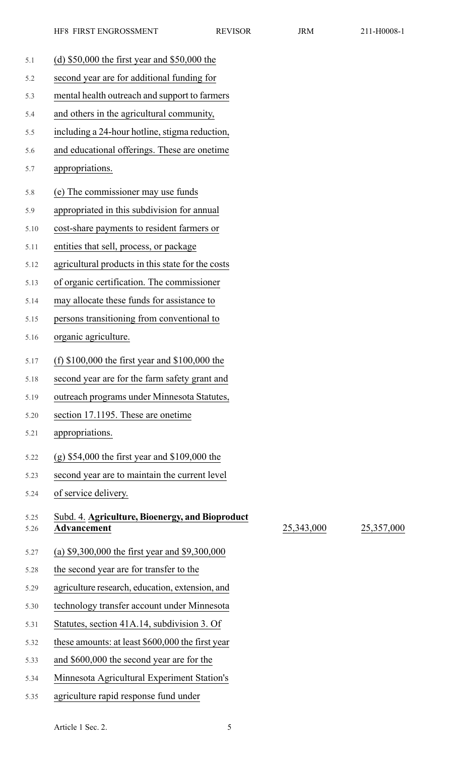(d) $50,000 the first year and $50,000 the second year are for additional funding for mental health outreach and support to farmers and others in the agricultural community, including a 24-hour hotline, stigma reduction, and educational offerings. These are onetime appropriations.

(e) The commissioner may use funds appropriated in this subdivision for annual cost-share payments to resident farmers or entities that sell, process, or package agricultural products in this state for the costs of organic certification. The commissioner may allocate these funds for assistance to persons transitioning from conventional to organic agriculture.

(f) $100,000 the first year and $100,000 the second year are for the farm safety grant and outreach programs under Minnesota Statutes, section 17.1195. These are onetime appropriations.

(g) $54,000 the first year and $109,000 the second year are to maintain the current level of service delivery.

| | | |
|---|---|---|
| Subd. 4. **Agriculture, Bioenergy, and Bioproduct Advancement** | 25,343,000 | 25,357,000 |

(a) $9,300,000 the first year and $9,300,000 the second year are for transfer to the agriculture research, education, extension, and technology transfer account under Minnesota Statutes, section 41A.14, subdivision 3. Of these amounts: at least $600,000 the first year and $600,000 the second year are for the Minnesota Agricultural Experiment Station's agriculture rapid response fund under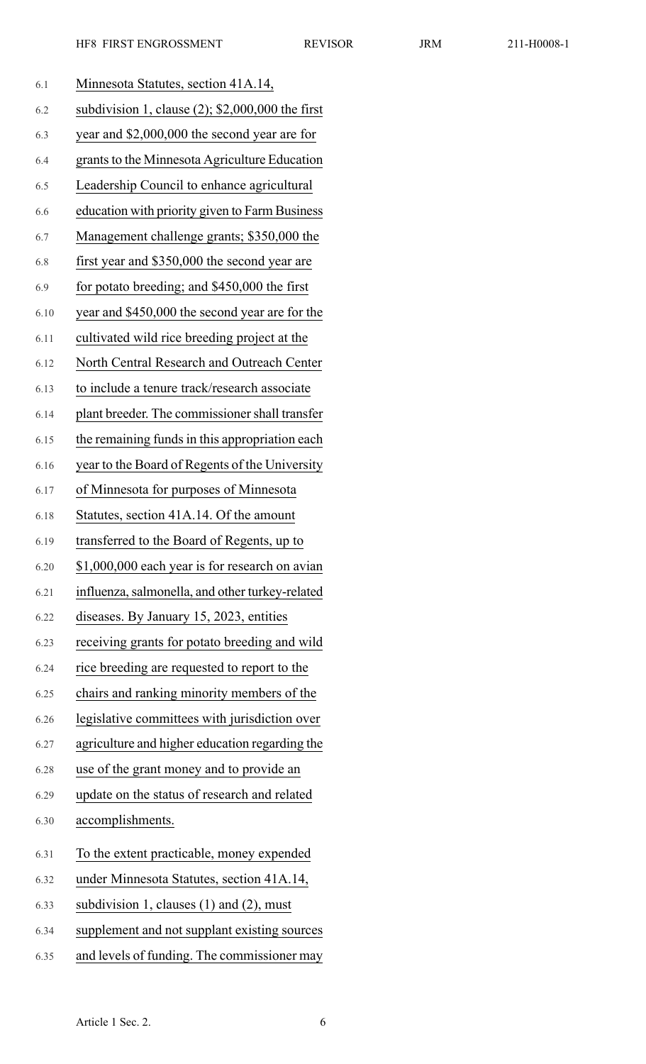Minnesota Statutes, section 41A.14, subdivision 1, clause (2); $2,000,000 the first year and $2,000,000 the second year are for grants to the Minnesota Agriculture Education Leadership Council to enhance agricultural education with priority given to Farm Business Management challenge grants; $350,000 the first year and $350,000 the second year are for potato breeding; and $450,000 the first year and $450,000 the second year are for the cultivated wild rice breeding project at the North Central Research and Outreach Center to include a tenure track/research associate plant breeder. The commissioner shall transfer the remaining funds in this appropriation each year to the Board of Regents of the University of Minnesota for purposes of Minnesota Statutes, section 41A.14. Of the amount transferred to the Board of Regents, up to $1,000,000 each year is for research on avian influenza, salmonella, and other turkey-related diseases. By January 15, 2023, entities receiving grants for potato breeding and wild rice breeding are requested to report to the chairs and ranking minority members of the legislative committees with jurisdiction over agriculture and higher education regarding the use of the grant money and to provide an update on the status of research and related accomplishments.

To the extent practicable, money expended under Minnesota Statutes, section 41A.14, subdivision 1, clauses (1) and (2), must supplement and not supplant existing sources and levels of funding. The commissioner may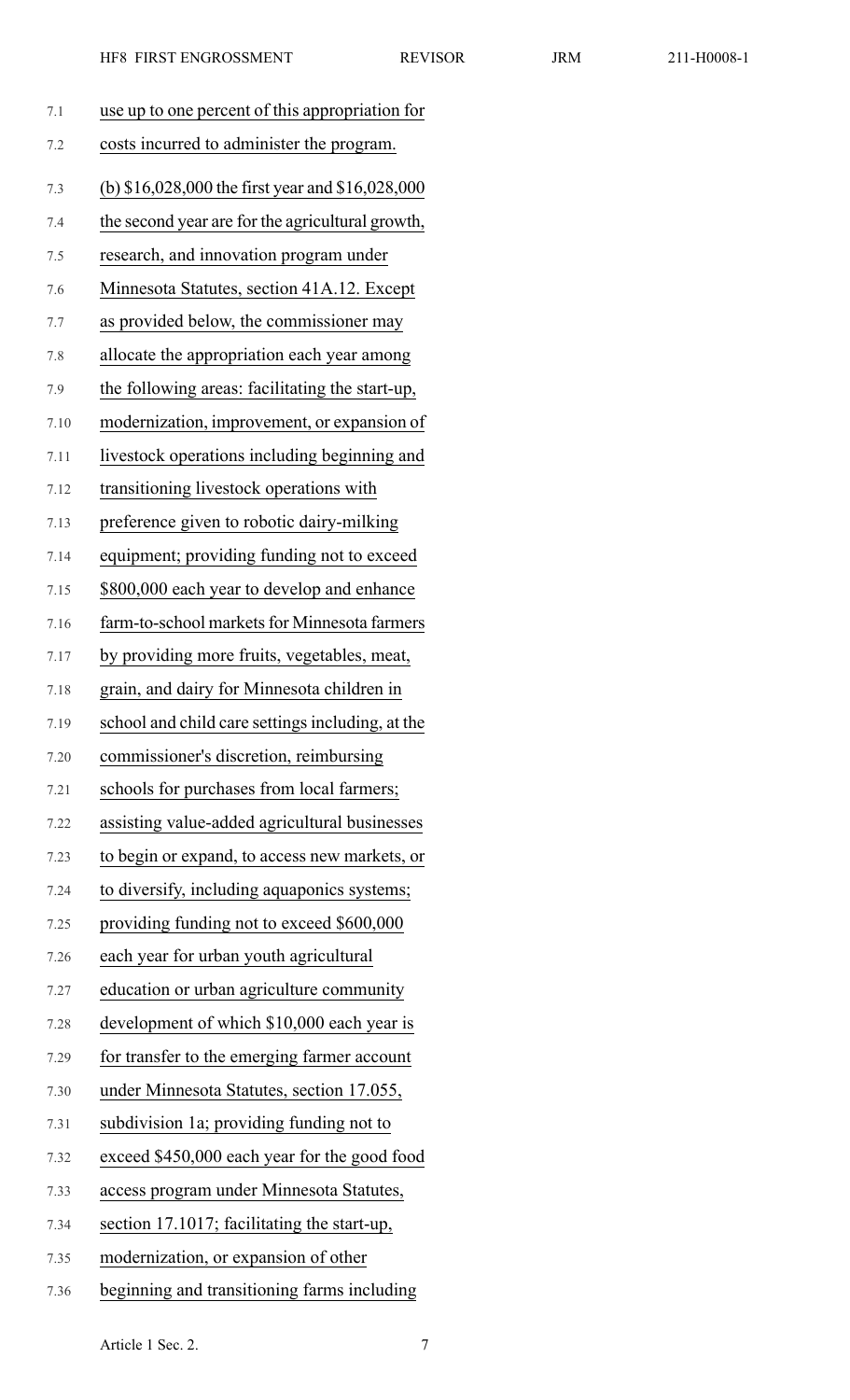use up to one percent of this appropriation for costs incurred to administer the program.

(b) $16,028,000 the first year and $16,028,000 the second year are for the agricultural growth, research, and innovation program under Minnesota Statutes, section 41A.12. Except as provided below, the commissioner may allocate the appropriation each year among the following areas: facilitating the start-up, modernization, improvement, or expansion of livestock operations including beginning and transitioning livestock operations with preference given to robotic dairy-milking equipment; providing funding not to exceed $800,000 each year to develop and enhance farm-to-school markets for Minnesota farmers by providing more fruits, vegetables, meat, grain, and dairy for Minnesota children in school and child care settings including, at the commissioner's discretion, reimbursing schools for purchases from local farmers; assisting value-added agricultural businesses to begin or expand, to access new markets, or to diversify, including aquaponics systems; providing funding not to exceed $600,000 each year for urban youth agricultural education or urban agriculture community development of which $10,000 each year is for transfer to the emerging farmer account under Minnesota Statutes, section 17.055, subdivision 1a; providing funding not to exceed $450,000 each year for the good food access program under Minnesota Statutes, section 17.1017; facilitating the start-up, modernization, or expansion of other beginning and transitioning farms including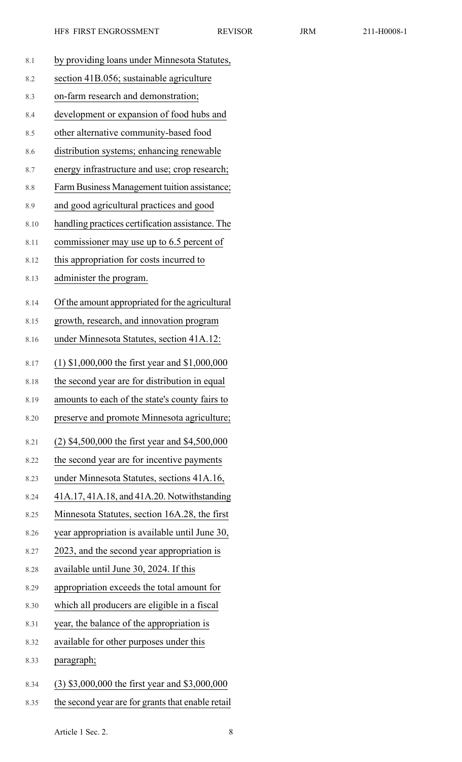by providing loans under Minnesota Statutes, section 41B.056; sustainable agriculture on-farm research and demonstration; development or expansion of food hubs and other alternative community-based food distribution systems; enhancing renewable energy infrastructure and use; crop research; Farm Business Management tuition assistance; and good agricultural practices and good handling practices certification assistance. The commissioner may use up to 6.5 percent of this appropriation for costs incurred to administer the program.

Of the amount appropriated for the agricultural growth, research, and innovation program under Minnesota Statutes, section 41A.12:

(1) $1,000,000 the first year and $1,000,000 the second year are for distribution in equal amounts to each of the state's county fairs to preserve and promote Minnesota agriculture;

(2) $4,500,000 the first year and $4,500,000 the second year are for incentive payments under Minnesota Statutes, sections 41A.16, 41A.17, 41A.18, and 41A.20. Notwithstanding Minnesota Statutes, section 16A.28, the first year appropriation is available until June 30, 2023, and the second year appropriation is available until June 30, 2024. If this appropriation exceeds the total amount for which all producers are eligible in a fiscal year, the balance of the appropriation is available for other purposes under this paragraph;

(3) $3,000,000 the first year and $3,000,000 the second year are for grants that enable retail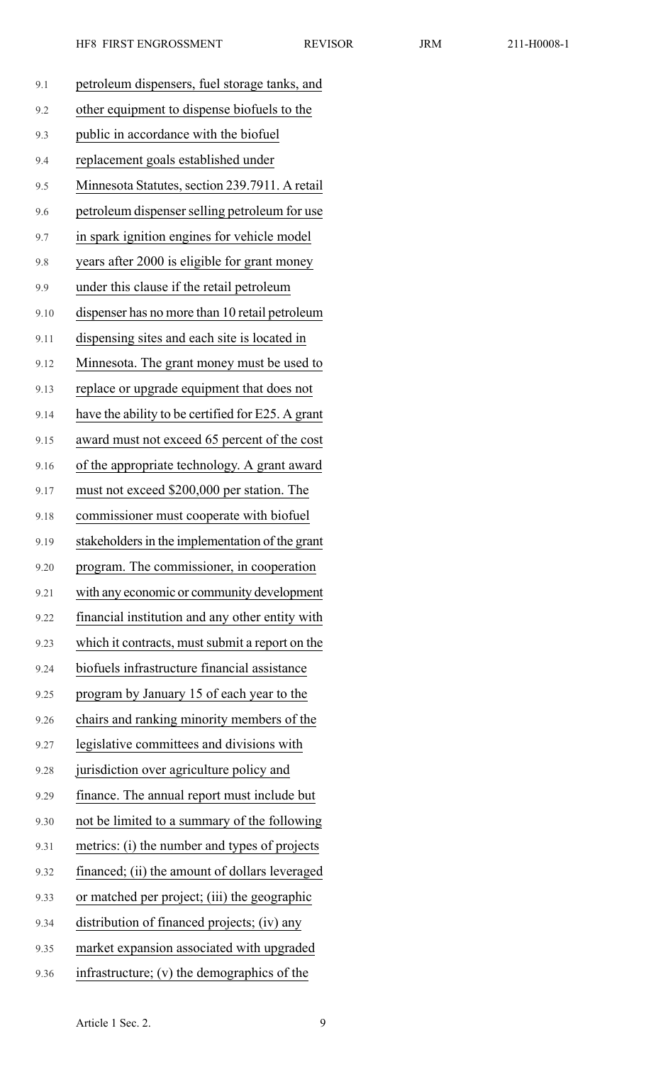petroleum dispensers, fuel storage tanks, and other equipment to dispense biofuels to the public in accordance with the biofuel replacement goals established under Minnesota Statutes, section 239.7911. A retail petroleum dispenser selling petroleum for use in spark ignition engines for vehicle model years after 2000 is eligible for grant money under this clause if the retail petroleum dispenser has no more than 10 retail petroleum dispensing sites and each site is located in Minnesota. The grant money must be used to replace or upgrade equipment that does not have the ability to be certified for E25. A grant award must not exceed 65 percent of the cost of the appropriate technology. A grant award must not exceed $200,000 per station. The commissioner must cooperate with biofuel stakeholders in the implementation of the grant program. The commissioner, in cooperation with any economic or community development financial institution and any other entity with which it contracts, must submit a report on the biofuels infrastructure financial assistance program by January 15 of each year to the chairs and ranking minority members of the legislative committees and divisions with jurisdiction over agriculture policy and finance. The annual report must include but not be limited to a summary of the following metrics: (i) the number and types of projects financed; (ii) the amount of dollars leveraged or matched per project; (iii) the geographic distribution of financed projects; (iv) any market expansion associated with upgraded infrastructure; (v) the demographics of the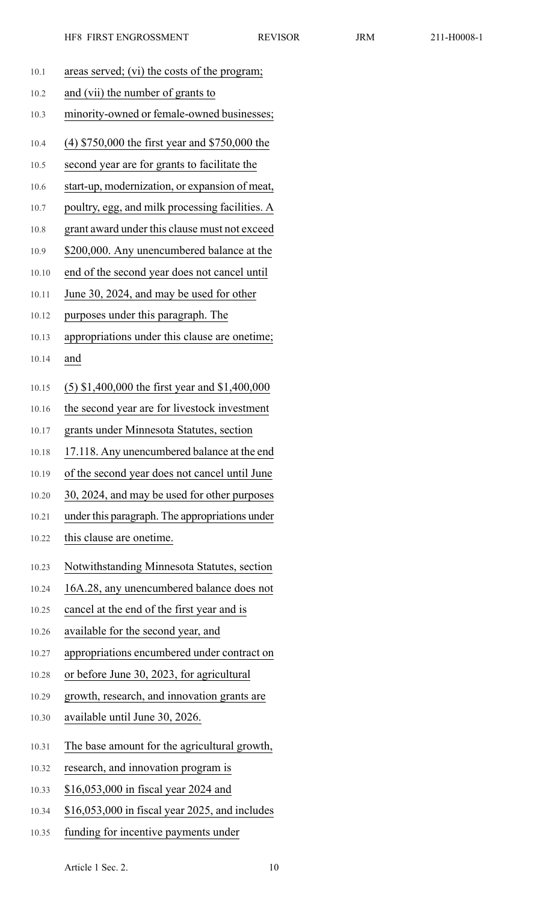areas served; (vi) the costs of the program; and (vii) the number of grants to minority-owned or female-owned businesses;

(4) $750,000 the first year and $750,000 the second year are for grants to facilitate the start-up, modernization, or expansion of meat, poultry, egg, and milk processing facilities. A grant award under this clause must not exceed $200,000. Any unencumbered balance at the end of the second year does not cancel until June 30, 2024, and may be used for other purposes under this paragraph. The appropriations under this clause are onetime; and

(5) $1,400,000 the first year and $1,400,000 the second year are for livestock investment grants under Minnesota Statutes, section 17.118. Any unencumbered balance at the end of the second year does not cancel until June 30, 2024, and may be used for other purposes under this paragraph. The appropriations under this clause are onetime.

Notwithstanding Minnesota Statutes, section 16A.28, any unencumbered balance does not cancel at the end of the first year and is available for the second year, and appropriations encumbered under contract on or before June 30, 2023, for agricultural growth, research, and innovation grants are available until June 30, 2026.

The base amount for the agricultural growth, research, and innovation program is $16,053,000 in fiscal year 2024 and $16,053,000 in fiscal year 2025, and includes funding for incentive payments under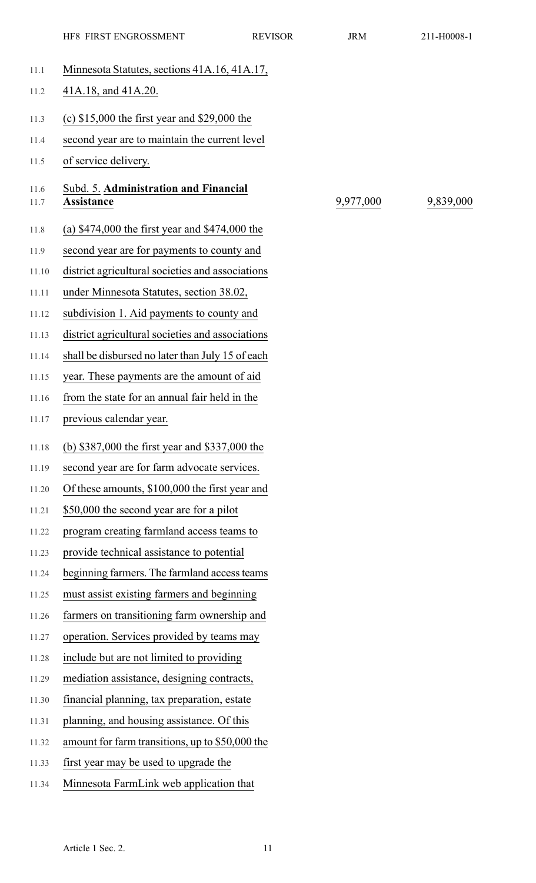Minnesota Statutes, sections 41A.16, 41A.17, 41A.18, and 41A.20.

(c) $15,000 the first year and $29,000 the second year are to maintain the current level of service delivery.

| Subd. 5. **Administration and Financial Assistance** | 9,977,000 | 9,839,000 |
|---|---|---|

(a) $474,000 the first year and $474,000 the second year are for payments to county and district agricultural societies and associations under Minnesota Statutes, section 38.02, subdivision 1. Aid payments to county and district agricultural societies and associations shall be disbursed no later than July 15 of each year. These payments are the amount of aid from the state for an annual fair held in the previous calendar year.

(b) $387,000 the first year and $337,000 the second year are for farm advocate services. Of these amounts, $100,000 the first year and $50,000 the second year are for a pilot program creating farmland access teams to provide technical assistance to potential beginning farmers. The farmland access teams must assist existing farmers and beginning farmers on transitioning farm ownership and operation. Services provided by teams may include but are not limited to providing mediation assistance, designing contracts, financial planning, tax preparation, estate planning, and housing assistance. Of this amount for farm transitions, up to $50,000 the first year may be used to upgrade the Minnesota FarmLink web application that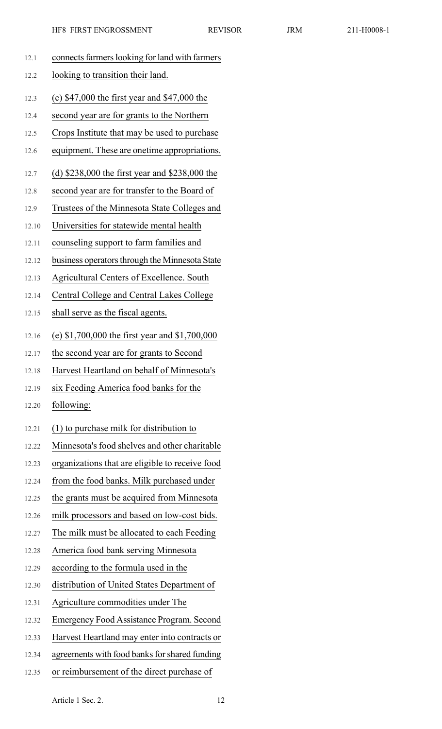connects farmers looking for land with farmers looking to transition their land.

(c) $47,000 the first year and $47,000 the second year are for grants to the Northern Crops Institute that may be used to purchase equipment. These are onetime appropriations.

(d) $238,000 the first year and $238,000 the second year are for transfer to the Board of Trustees of the Minnesota State Colleges and Universities for statewide mental health counseling support to farm families and business operators through the Minnesota State Agricultural Centers of Excellence. South Central College and Central Lakes College shall serve as the fiscal agents.

(e) $1,700,000 the first year and $1,700,000 the second year are for grants to Second Harvest Heartland on behalf of Minnesota's six Feeding America food banks for the following:

(1) to purchase milk for distribution to Minnesota's food shelves and other charitable organizations that are eligible to receive food from the food banks. Milk purchased under the grants must be acquired from Minnesota milk processors and based on low-cost bids. The milk must be allocated to each Feeding America food bank serving Minnesota according to the formula used in the distribution of United States Department of Agriculture commodities under The Emergency Food Assistance Program. Second Harvest Heartland may enter into contracts or agreements with food banks for shared funding or reimbursement of the direct purchase of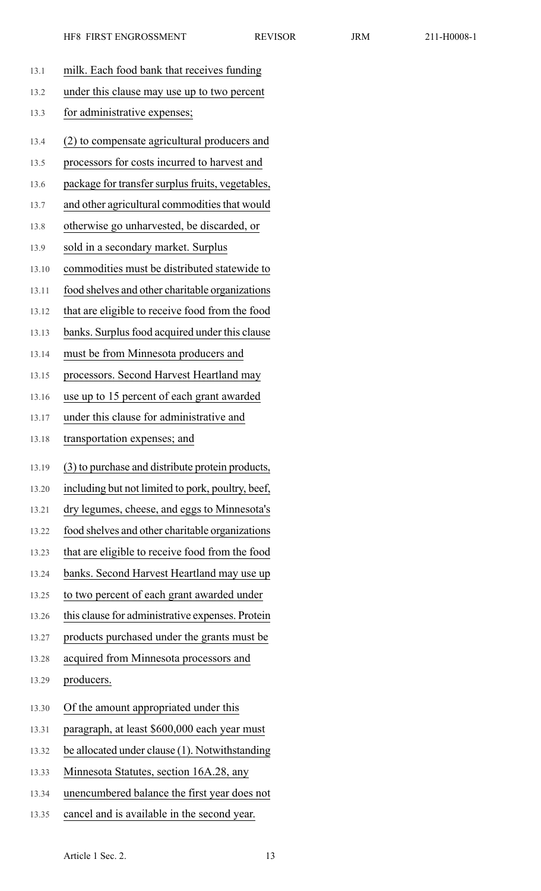milk. Each food bank that receives funding under this clause may use up to two percent for administrative expenses;

(2) to compensate agricultural producers and processors for costs incurred to harvest and package for transfer surplus fruits, vegetables, and other agricultural commodities that would otherwise go unharvested, be discarded, or sold in a secondary market. Surplus commodities must be distributed statewide to food shelves and other charitable organizations that are eligible to receive food from the food banks. Surplus food acquired under this clause must be from Minnesota producers and processors. Second Harvest Heartland may use up to 15 percent of each grant awarded under this clause for administrative and transportation expenses; and

(3) to purchase and distribute protein products, including but not limited to pork, poultry, beef, dry legumes, cheese, and eggs to Minnesota's food shelves and other charitable organizations that are eligible to receive food from the food banks. Second Harvest Heartland may use up to two percent of each grant awarded under this clause for administrative expenses. Protein products purchased under the grants must be acquired from Minnesota processors and producers.

Of the amount appropriated under this paragraph, at least $600,000 each year must be allocated under clause (1). Notwithstanding Minnesota Statutes, section 16A.28, any unencumbered balance the first year does not cancel and is available in the second year.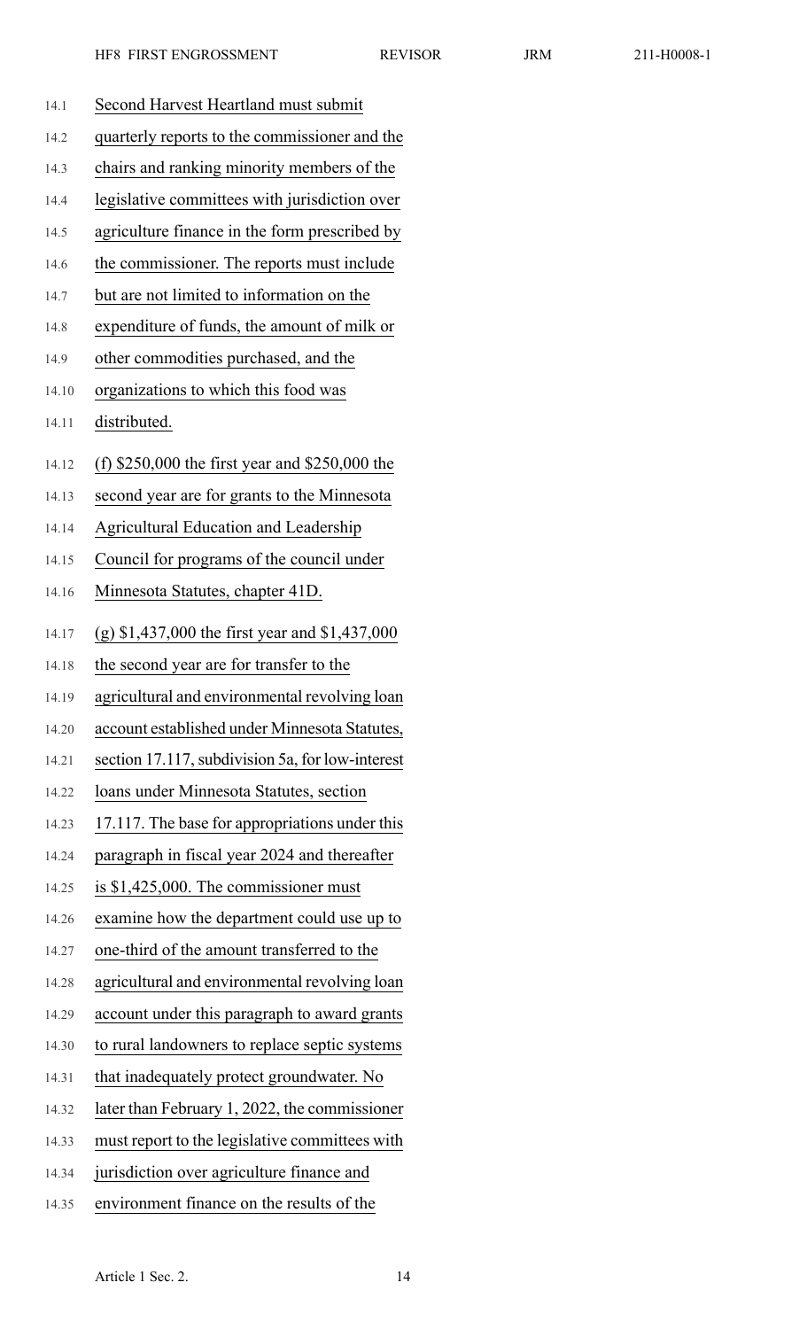Second Harvest Heartland must submit quarterly reports to the commissioner and the chairs and ranking minority members of the legislative committees with jurisdiction over agriculture finance in the form prescribed by the commissioner. The reports must include but are not limited to information on the expenditure of funds, the amount of milk or other commodities purchased, and the organizations to which this food was distributed.

(f) $250,000 the first year and $250,000 the second year are for grants to the Minnesota Agricultural Education and Leadership Council for programs of the council under Minnesota Statutes, chapter 41D.

(g) $1,437,000 the first year and $1,437,000 the second year are for transfer to the agricultural and environmental revolving loan account established under Minnesota Statutes, section 17.117, subdivision 5a, for low-interest loans under Minnesota Statutes, section 17.117. The base for appropriations under this paragraph in fiscal year 2024 and thereafter is $1,425,000. The commissioner must examine how the department could use up to one-third of the amount transferred to the agricultural and environmental revolving loan account under this paragraph to award grants to rural landowners to replace septic systems that inadequately protect groundwater. No later than February 1, 2022, the commissioner must report to the legislative committees with jurisdiction over agriculture finance and environment finance on the results of the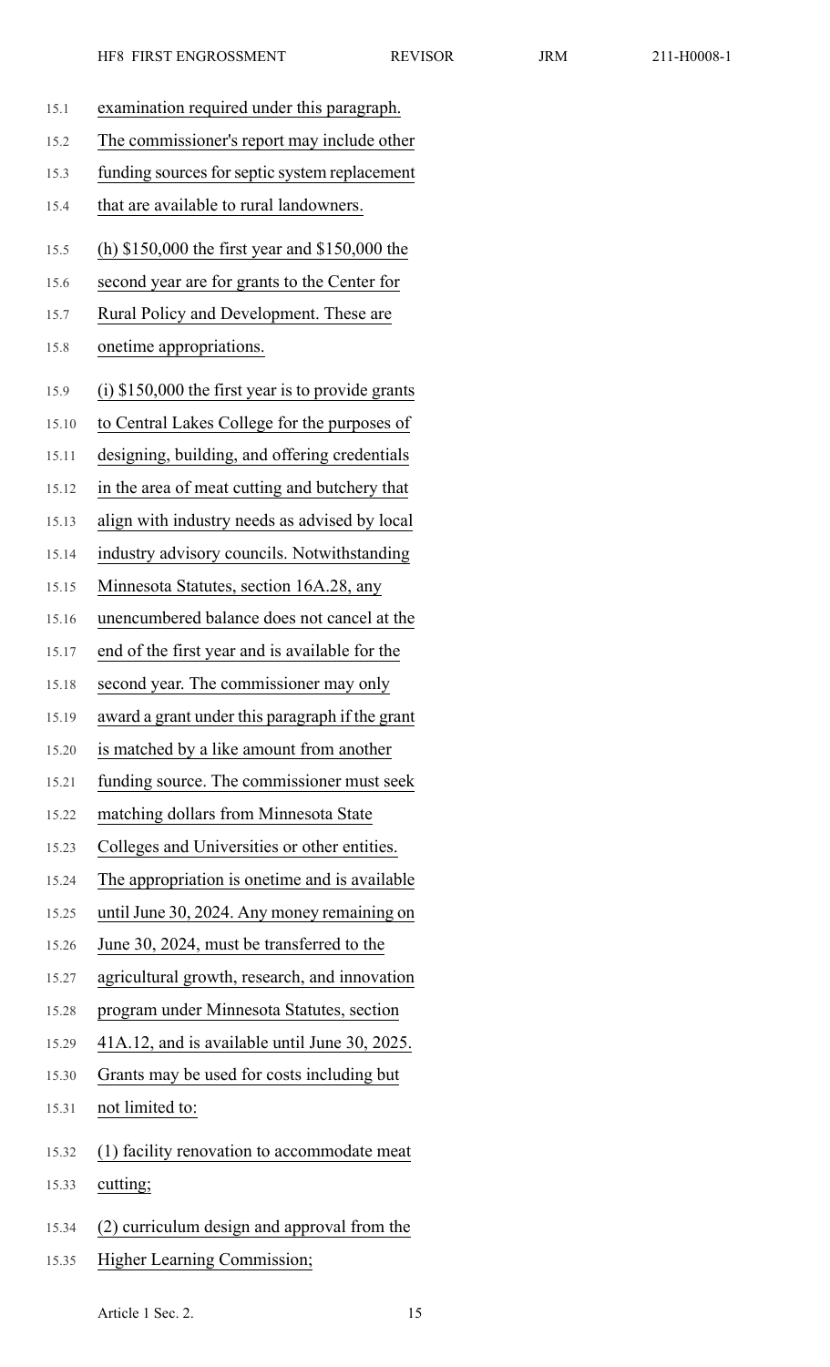examination required under this paragraph. The commissioner's report may include other funding sources for septic system replacement that are available to rural landowners.

(h) $150,000 the first year and $150,000 the second year are for grants to the Center for Rural Policy and Development. These are onetime appropriations.

(i) $150,000 the first year is to provide grants to Central Lakes College for the purposes of designing, building, and offering credentials in the area of meat cutting and butchery that align with industry needs as advised by local industry advisory councils. Notwithstanding Minnesota Statutes, section 16A.28, any unencumbered balance does not cancel at the end of the first year and is available for the second year. The commissioner may only award a grant under this paragraph if the grant is matched by a like amount from another funding source. The commissioner must seek matching dollars from Minnesota State Colleges and Universities or other entities. The appropriation is onetime and is available until June 30, 2024. Any money remaining on June 30, 2024, must be transferred to the agricultural growth, research, and innovation program under Minnesota Statutes, section 41A.12, and is available until June 30, 2025. Grants may be used for costs including but not limited to:

(1) facility renovation to accommodate meat cutting;

(2) curriculum design and approval from the Higher Learning Commission;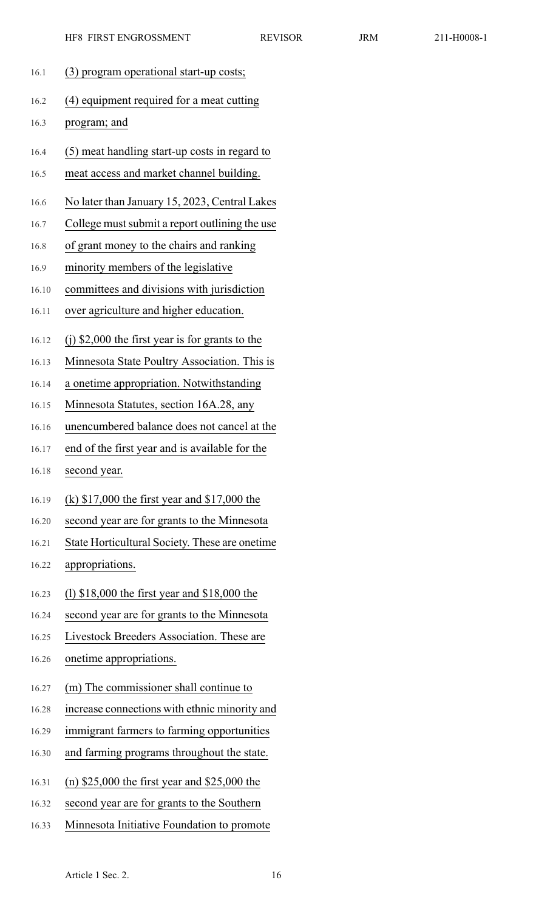(3) program operational start-up costs;

(4) equipment required for a meat cutting program; and

(5) meat handling start-up costs in regard to meat access and market channel building.

No later than January 15, 2023, Central Lakes College must submit a report outlining the use of grant money to the chairs and ranking minority members of the legislative committees and divisions with jurisdiction over agriculture and higher education.

(j) $2,000 the first year is for grants to the Minnesota State Poultry Association. This is a onetime appropriation. Notwithstanding Minnesota Statutes, section 16A.28, any unencumbered balance does not cancel at the end of the first year and is available for the second year.

(k) $17,000 the first year and $17,000 the second year are for grants to the Minnesota State Horticultural Society. These are onetime appropriations.

(l) $18,000 the first year and $18,000 the second year are for grants to the Minnesota Livestock Breeders Association. These are onetime appropriations.

(m) The commissioner shall continue to increase connections with ethnic minority and immigrant farmers to farming opportunities and farming programs throughout the state.

(n) $25,000 the first year and $25,000 the second year are for grants to the Southern Minnesota Initiative Foundation to promote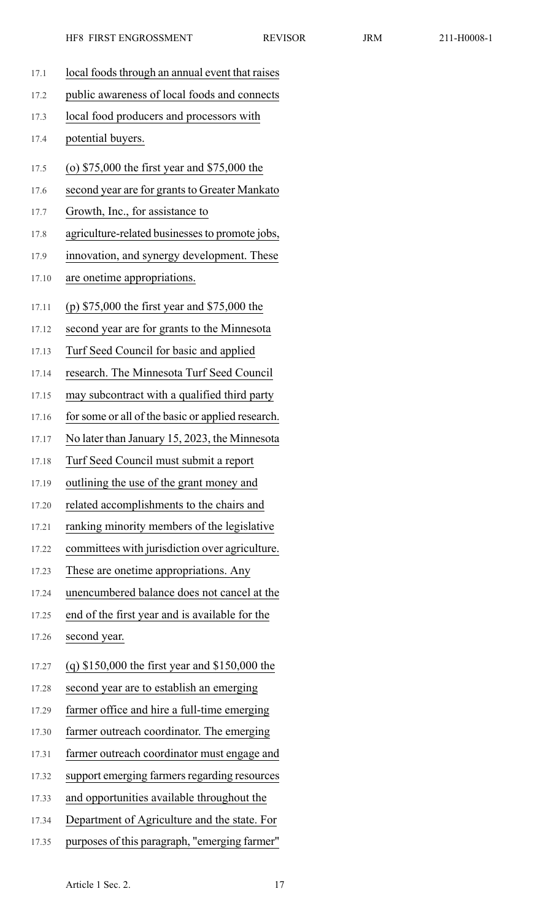local foods through an annual event that raises public awareness of local foods and connects local food producers and processors with potential buyers.

(o) $75,000 the first year and $75,000 the second year are for grants to Greater Mankato Growth, Inc., for assistance to agriculture-related businesses to promote jobs, innovation, and synergy development. These are onetime appropriations.

(p) $75,000 the first year and $75,000 the second year are for grants to the Minnesota Turf Seed Council for basic and applied research. The Minnesota Turf Seed Council may subcontract with a qualified third party for some or all of the basic or applied research. No later than January 15, 2023, the Minnesota Turf Seed Council must submit a report outlining the use of the grant money and related accomplishments to the chairs and ranking minority members of the legislative committees with jurisdiction over agriculture. These are onetime appropriations. Any unencumbered balance does not cancel at the end of the first year and is available for the second year.

(q) $150,000 the first year and $150,000 the second year are to establish an emerging farmer office and hire a full-time emerging farmer outreach coordinator. The emerging farmer outreach coordinator must engage and support emerging farmers regarding resources and opportunities available throughout the Department of Agriculture and the state. For purposes of this paragraph, "emerging farmer"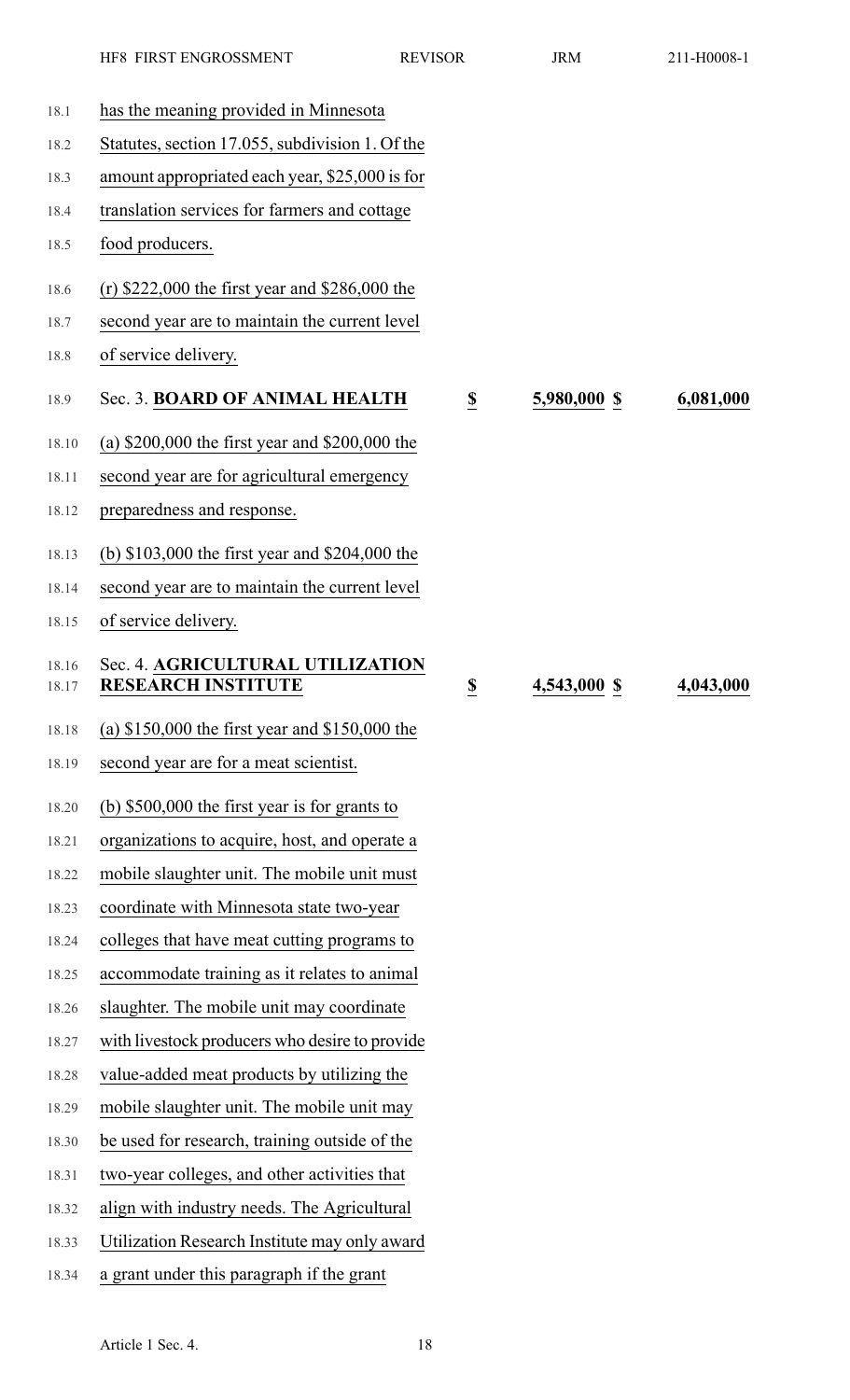has the meaning provided in Minnesota Statutes, section 17.055, subdivision 1. Of the amount appropriated each year, $25,000 is for translation services for farmers and cottage food producers.

(r) $222,000 the first year and $286,000 the second year are to maintain the current level of service delivery.

| | | | |
|---|---|---|---|
| Sec. 3. **BOARD OF ANIMAL HEALTH** | $ | 5,980,000 $ | 6,081,000 |

(a) $200,000 the first year and $200,000 the second year are for agricultural emergency preparedness and response.

(b) $103,000 the first year and $204,000 the second year are to maintain the current level of service delivery.

| | | | |
|---|---|---|---|
| Sec. 4. **AGRICULTURAL UTILIZATION RESEARCH INSTITUTE** | $ | 4,543,000 $ | 4,043,000 |

(a) $150,000 the first year and $150,000 the second year are for a meat scientist.

(b) $500,000 the first year is for grants to organizations to acquire, host, and operate a mobile slaughter unit. The mobile unit must coordinate with Minnesota state two-year colleges that have meat cutting programs to accommodate training as it relates to animal slaughter. The mobile unit may coordinate with livestock producers who desire to provide value-added meat products by utilizing the mobile slaughter unit. The mobile unit may be used for research, training outside of the two-year colleges, and other activities that align with industry needs. The Agricultural Utilization Research Institute may only award a grant under this paragraph if the grant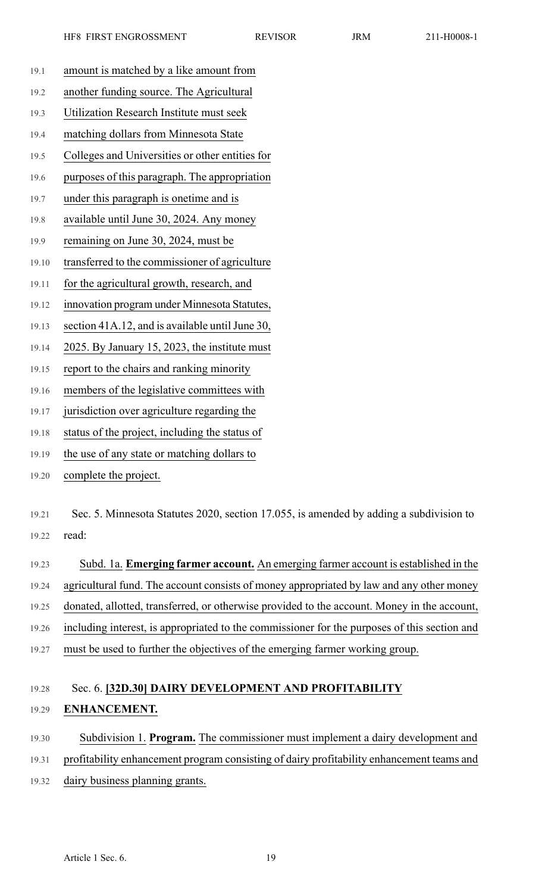amount is matched by a like amount from another funding source. The Agricultural Utilization Research Institute must seek matching dollars from Minnesota State Colleges and Universities or other entities for purposes of this paragraph. The appropriation under this paragraph is onetime and is available until June 30, 2024. Any money remaining on June 30, 2024, must be transferred to the commissioner of agriculture for the agricultural growth, research, and innovation program under Minnesota Statutes, section 41A.12, and is available until June 30, 2025. By January 15, 2023, the institute must report to the chairs and ranking minority members of the legislative committees with jurisdiction over agriculture regarding the status of the project, including the status of the use of any state or matching dollars to complete the project.

Sec. 5. Minnesota Statutes 2020, section 17.055, is amended by adding a subdivision to read:

Subd. 1a. **Emerging farmer account.** An emerging farmer account is established in the agricultural fund. The account consists of money appropriated by law and any other money donated, allotted, transferred, or otherwise provided to the account. Money in the account, including interest, is appropriated to the commissioner for the purposes of this section and must be used to further the objectives of the emerging farmer working group.

Sec. 6. **[32D.30] DAIRY DEVELOPMENT AND PROFITABILITY ENHANCEMENT.**

Subdivision 1. **Program.** The commissioner must implement a dairy development and profitability enhancement program consisting of dairy profitability enhancement teams and dairy business planning grants.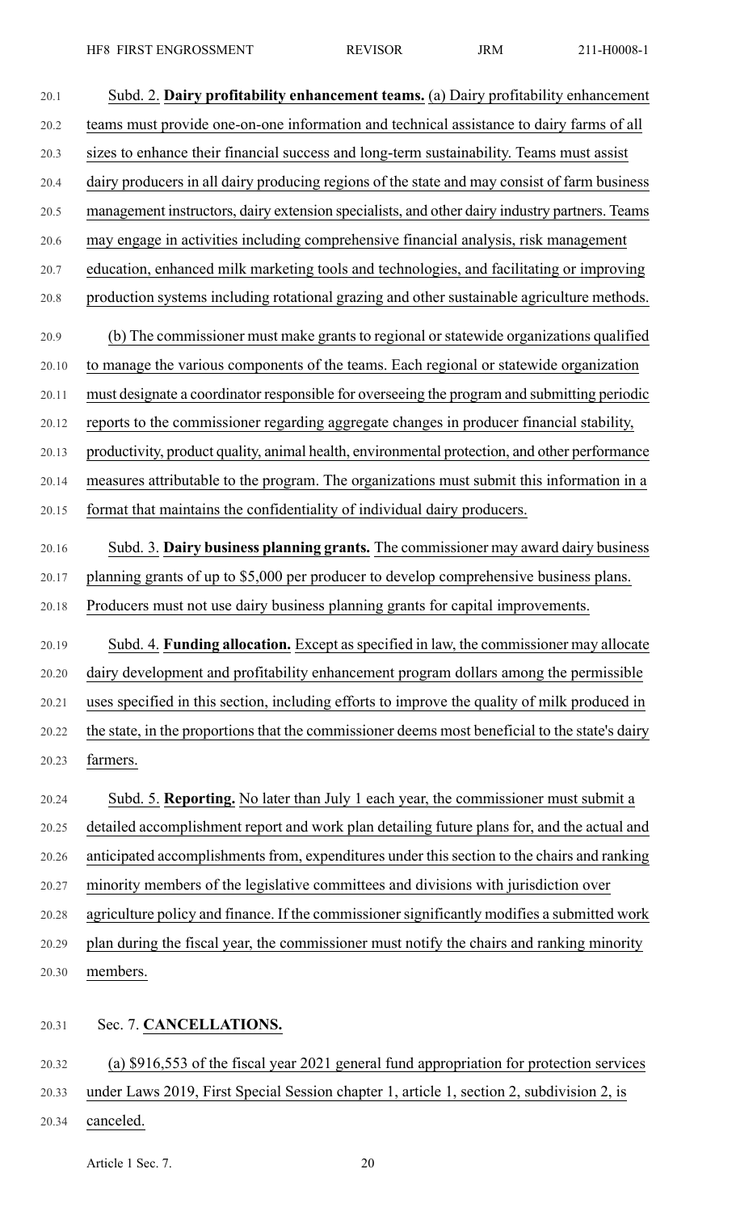Subd. 2. **Dairy profitability enhancement teams.** (a) Dairy profitability enhancement teams must provide one-on-one information and technical assistance to dairy farms of all sizes to enhance their financial success and long-term sustainability. Teams must assist dairy producers in all dairy producing regions of the state and may consist of farm business management instructors, dairy extension specialists, and other dairy industry partners. Teams may engage in activities including comprehensive financial analysis, risk management education, enhanced milk marketing tools and technologies, and facilitating or improving production systems including rotational grazing and other sustainable agriculture methods.

(b) The commissioner must make grants to regional or statewide organizations qualified to manage the various components of the teams. Each regional or statewide organization must designate a coordinator responsible for overseeing the program and submitting periodic reports to the commissioner regarding aggregate changes in producer financial stability, productivity, product quality, animal health, environmental protection, and other performance measures attributable to the program. The organizations must submit this information in a format that maintains the confidentiality of individual dairy producers.

Subd. 3. **Dairy business planning grants.** The commissioner may award dairy business planning grants of up to $5,000 per producer to develop comprehensive business plans. Producers must not use dairy business planning grants for capital improvements.

Subd. 4. **Funding allocation.** Except as specified in law, the commissioner may allocate dairy development and profitability enhancement program dollars among the permissible uses specified in this section, including efforts to improve the quality of milk produced in the state, in the proportions that the commissioner deems most beneficial to the state's dairy farmers.

Subd. 5. **Reporting.** No later than July 1 each year, the commissioner must submit a detailed accomplishment report and work plan detailing future plans for, and the actual and anticipated accomplishments from, expenditures under this section to the chairs and ranking minority members of the legislative committees and divisions with jurisdiction over agriculture policy and finance. If the commissioner significantly modifies a submitted work plan during the fiscal year, the commissioner must notify the chairs and ranking minority members.

Sec. 7. **CANCELLATIONS.**

(a) $916,553 of the fiscal year 2021 general fund appropriation for protection services under Laws 2019, First Special Session chapter 1, article 1, section 2, subdivision 2, is canceled.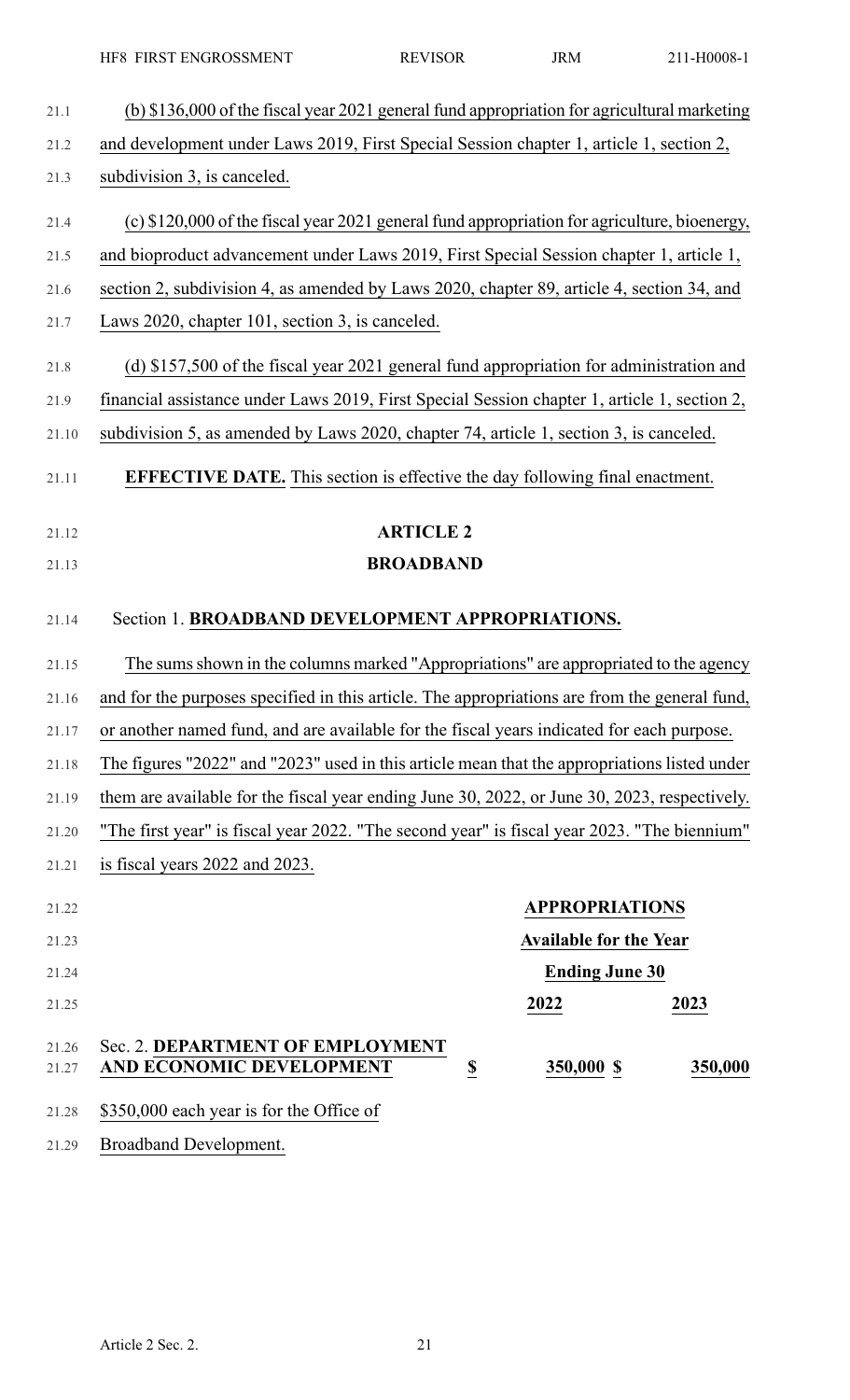(b) $136,000 of the fiscal year 2021 general fund appropriation for agricultural marketing and development under Laws 2019, First Special Session chapter 1, article 1, section 2, subdivision 3, is canceled.

(c) $120,000 of the fiscal year 2021 general fund appropriation for agriculture, bioenergy, and bioproduct advancement under Laws 2019, First Special Session chapter 1, article 1, section 2, subdivision 4, as amended by Laws 2020, chapter 89, article 4, section 34, and Laws 2020, chapter 101, section 3, is canceled.

(d) $157,500 of the fiscal year 2021 general fund appropriation for administration and financial assistance under Laws 2019, First Special Session chapter 1, article 1, section 2, subdivision 5, as amended by Laws 2020, chapter 74, article 1, section 3, is canceled.

**EFFECTIVE DATE.** This section is effective the day following final enactment.

## ARTICLE 2

## BROADBAND

Section 1. **BROADBAND DEVELOPMENT APPROPRIATIONS.**

The sums shown in the columns marked "Appropriations" are appropriated to the agency and for the purposes specified in this article. The appropriations are from the general fund, or another named fund, and are available for the fiscal years indicated for each purpose. The figures "2022" and "2023" used in this article mean that the appropriations listed under them are available for the fiscal year ending June 30, 2022, or June 30, 2023, respectively. "The first year" is fiscal year 2022. "The second year" is fiscal year 2023. "The biennium" is fiscal years 2022 and 2023.

| | APPROPRIATIONS<br>Available for the Year<br>Ending June 30<br>2022 | 2023 |
|---|---|---|
| Sec. 2. **DEPARTMENT OF EMPLOYMENT AND ECONOMIC DEVELOPMENT** | $ 350,000 | $ 350,000 |

$350,000 each year is for the Office of Broadband Development.